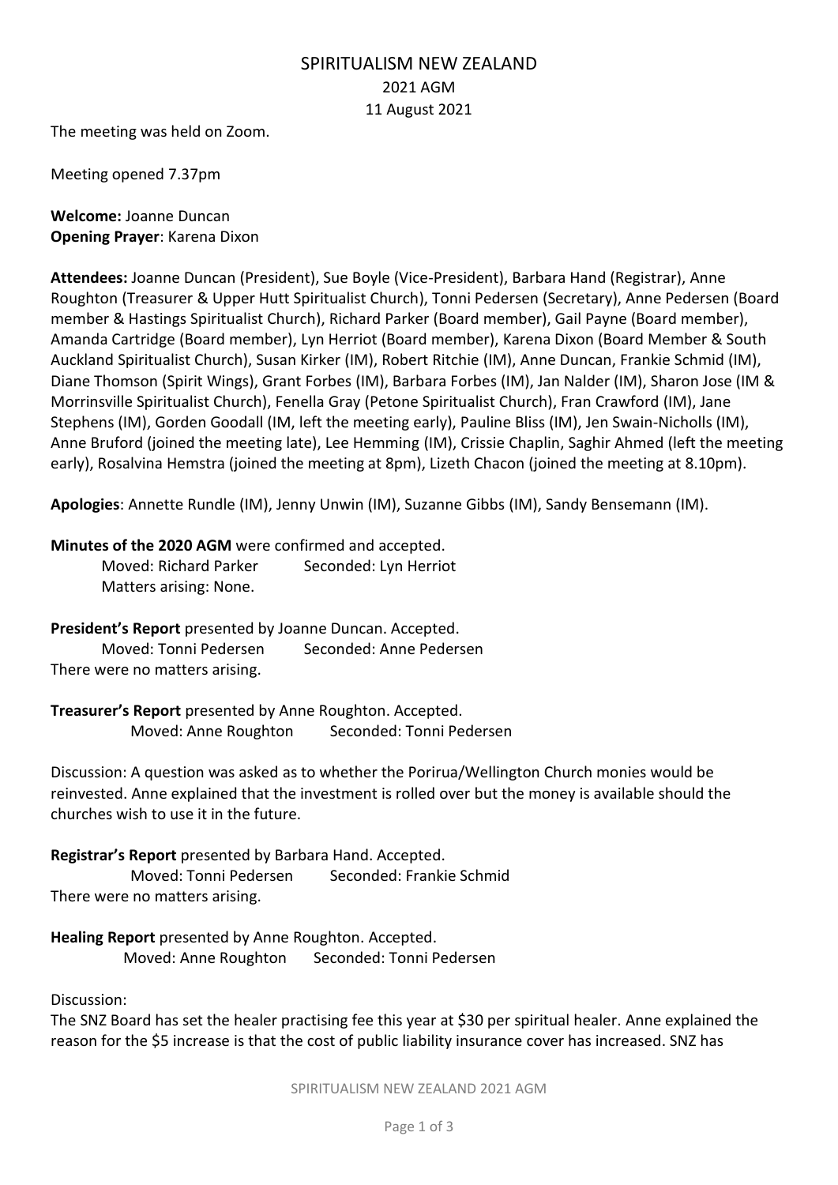# SPIRITUALISM NEW ZEALAND

## 2021 AGM

## 11 August 2021

The meeting was held on Zoom.

Meeting opened 7.37pm

**Welcome:** Joanne Duncan
**Opening Prayer**: Karena Dixon

**Attendees:** Joanne Duncan (President), Sue Boyle (Vice-President), Barbara Hand (Registrar), Anne Roughton (Treasurer & Upper Hutt Spiritualist Church), Tonni Pedersen (Secretary), Anne Pedersen (Board member & Hastings Spiritualist Church), Richard Parker (Board member), Gail Payne (Board member), Amanda Cartridge (Board member), Lyn Herriot (Board member), Karena Dixon (Board Member & South Auckland Spiritualist Church), Susan Kirker (IM), Robert Ritchie (IM), Anne Duncan, Frankie Schmid (IM), Diane Thomson (Spirit Wings), Grant Forbes (IM), Barbara Forbes (IM), Jan Nalder (IM), Sharon Jose (IM & Morrinsville Spiritualist Church), Fenella Gray (Petone Spiritualist Church), Fran Crawford (IM), Jane Stephens (IM), Gorden Goodall (IM, left the meeting early), Pauline Bliss (IM), Jen Swain-Nicholls (IM), Anne Bruford (joined the meeting late), Lee Hemming (IM), Crissie Chaplin, Saghir Ahmed (left the meeting early), Rosalvina Hemstra (joined the meeting at 8pm), Lizeth Chacon (joined the meeting at 8.10pm).

**Apologies**: Annette Rundle (IM), Jenny Unwin (IM), Suzanne Gibbs (IM), Sandy Bensemann (IM).

**Minutes of the 2020 AGM** were confirmed and accepted.
Moved: Richard Parker Seconded: Lyn Herriot
Matters arising: None.

**President's Report** presented by Joanne Duncan. Accepted.
Moved: Tonni Pedersen Seconded: Anne Pedersen
There were no matters arising.

**Treasurer's Report** presented by Anne Roughton. Accepted.
Moved: Anne Roughton Seconded: Tonni Pedersen

Discussion: A question was asked as to whether the Porirua/Wellington Church monies would be reinvested. Anne explained that the investment is rolled over but the money is available should the churches wish to use it in the future.

**Registrar's Report** presented by Barbara Hand. Accepted.
Moved: Tonni Pedersen Seconded: Frankie Schmid
There were no matters arising.

**Healing Report** presented by Anne Roughton. Accepted.
Moved: Anne Roughton Seconded: Tonni Pedersen

Discussion:
The SNZ Board has set the healer practising fee this year at $30 per spiritual healer. Anne explained the reason for the $5 increase is that the cost of public liability insurance cover has increased. SNZ has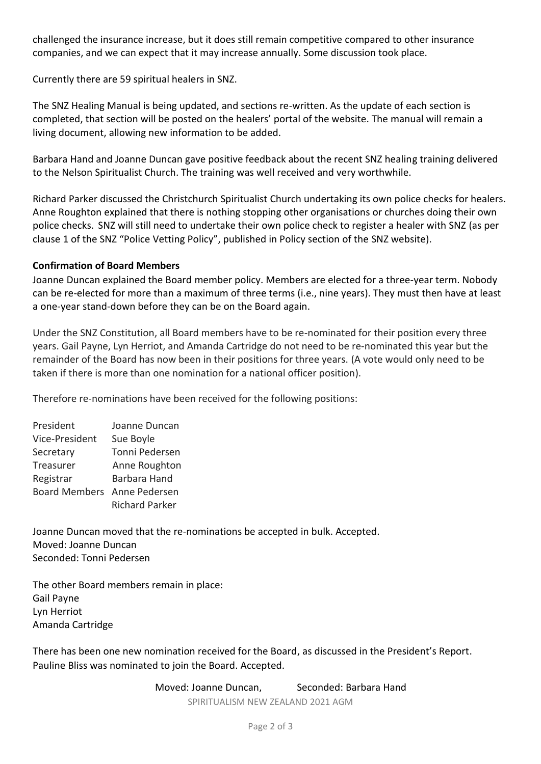challenged the insurance increase, but it does still remain competitive compared to other insurance companies, and we can expect that it may increase annually. Some discussion took place.

Currently there are 59 spiritual healers in SNZ.

The SNZ Healing Manual is being updated, and sections re-written. As the update of each section is completed, that section will be posted on the healers' portal of the website. The manual will remain a living document, allowing new information to be added.

Barbara Hand and Joanne Duncan gave positive feedback about the recent SNZ healing training delivered to the Nelson Spiritualist Church. The training was well received and very worthwhile.

Richard Parker discussed the Christchurch Spiritualist Church undertaking its own police checks for healers. Anne Roughton explained that there is nothing stopping other organisations or churches doing their own police checks. SNZ will still need to undertake their own police check to register a healer with SNZ (as per clause 1 of the SNZ "Police Vetting Policy", published in Policy section of the SNZ website).

**Confirmation of Board Members**

Joanne Duncan explained the Board member policy. Members are elected for a three-year term. Nobody can be re-elected for more than a maximum of three terms (i.e., nine years). They must then have at least a one-year stand-down before they can be on the Board again.

Under the SNZ Constitution, all Board members have to be re-nominated for their position every three years. Gail Payne, Lyn Herriot, and Amanda Cartridge do not need to be re-nominated this year but the remainder of the Board has now been in their positions for three years. (A vote would only need to be taken if there is more than one nomination for a national officer position).

Therefore re-nominations have been received for the following positions:

| | |
|---|---|
| President | Joanne Duncan |
| Vice-President | Sue Boyle |
| Secretary | Tonni Pedersen |
| Treasurer | Anne Roughton |
| Registrar | Barbara Hand |
| Board Members | Anne Pedersen |
| | Richard Parker |

Joanne Duncan moved that the re-nominations be accepted in bulk. Accepted.
Moved: Joanne Duncan
Seconded: Tonni Pedersen

The other Board members remain in place:
Gail Payne
Lyn Herriot
Amanda Cartridge

There has been one new nomination received for the Board, as discussed in the President's Report. Pauline Bliss was nominated to join the Board. Accepted.

Moved: Joanne Duncan, Seconded: Barbara Hand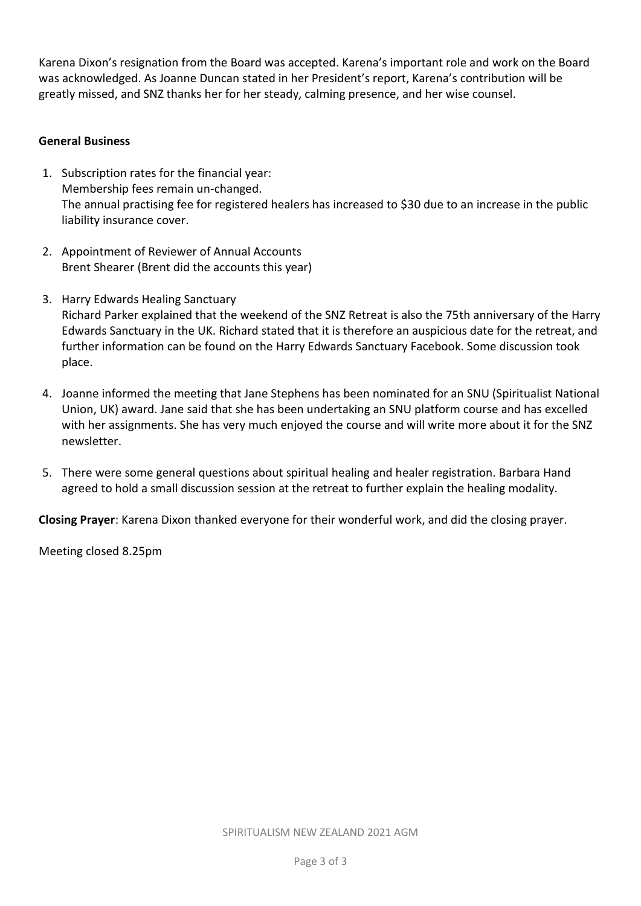Karena Dixon's resignation from the Board was accepted. Karena's important role and work on the Board was acknowledged. As Joanne Duncan stated in her President's report, Karena's contribution will be greatly missed, and SNZ thanks her for her steady, calming presence, and her wise counsel.

**General Business**

1. Subscription rates for the financial year:
   Membership fees remain un-changed.
   The annual practising fee for registered healers has increased to $30 due to an increase in the public liability insurance cover.

2. Appointment of Reviewer of Annual Accounts
   Brent Shearer (Brent did the accounts this year)

3. Harry Edwards Healing Sanctuary
   Richard Parker explained that the weekend of the SNZ Retreat is also the 75th anniversary of the Harry Edwards Sanctuary in the UK. Richard stated that it is therefore an auspicious date for the retreat, and further information can be found on the Harry Edwards Sanctuary Facebook. Some discussion took place.

4. Joanne informed the meeting that Jane Stephens has been nominated for an SNU (Spiritualist National Union, UK) award. Jane said that she has been undertaking an SNU platform course and has excelled with her assignments. She has very much enjoyed the course and will write more about it for the SNZ newsletter.

5. There were some general questions about spiritual healing and healer registration. Barbara Hand agreed to hold a small discussion session at the retreat to further explain the healing modality.

**Closing Prayer**: Karena Dixon thanked everyone for their wonderful work, and did the closing prayer.

Meeting closed 8.25pm